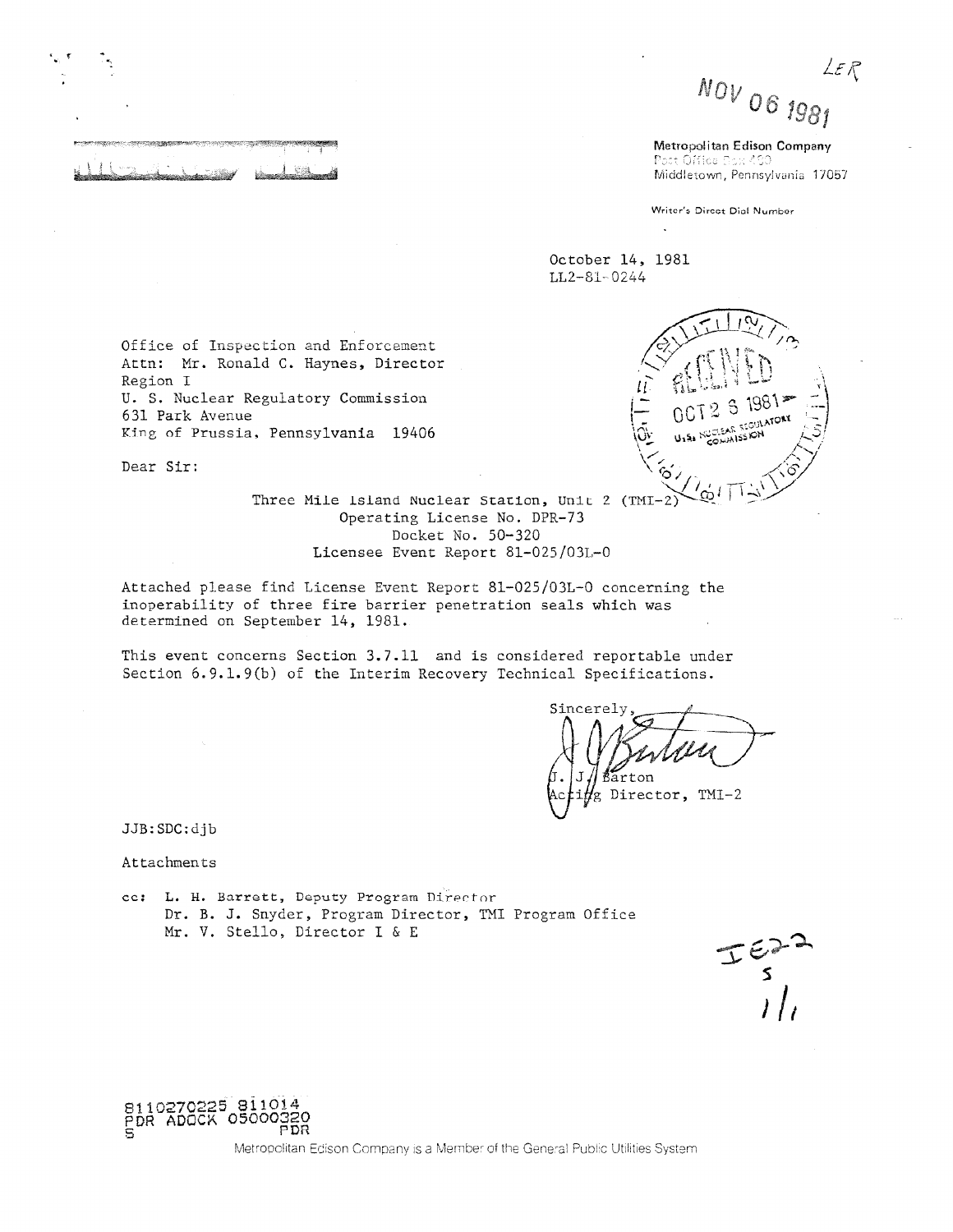LER

NOV 06 1981

**Metropolitan Edison Company**
Post Office Box 480
Middletown, Pennsylvania 17057

Writer's Direct Dial Number

October 14, 1981
LL2-81-0244

RECEIVED
OCT 23 1981
U.S. NUCLEAR REGULATORY COMMISSION

Office of Inspection and Enforcement
Attn: Mr. Ronald C. Haynes, Director
Region I
U. S. Nuclear Regulatory Commission
631 Park Avenue
King of Prussia, Pennsylvania 19406

Dear Sir:

Three Mile Island Nuclear Station, Unit 2 (TMI-2)
Operating License No. DPR-73
Docket No. 50-320
Licensee Event Report 81-025/03L-0

Attached please find License Event Report 81-025/03L-0 concerning the inoperability of three fire barrier penetration seals which was determined on September 14, 1981.

This event concerns Section 3.7.11 and is considered reportable under Section 6.9.1.9(b) of the Interim Recovery Technical Specifications.

Sincerely,

J. J. Barton
Acting Director, TMI-2

JJB:SDC:djb

Attachments

cc: L. H. Barrett, Deputy Program Director
Dr. B. J. Snyder, Program Director, TMI Program Office
Mr. V. Stello, Director I & E

IE22
S
1/1

8110270225 811014
PDR ADOCK 05000320
S PDR

Metropolitan Edison Company is a Member of the General Public Utilities System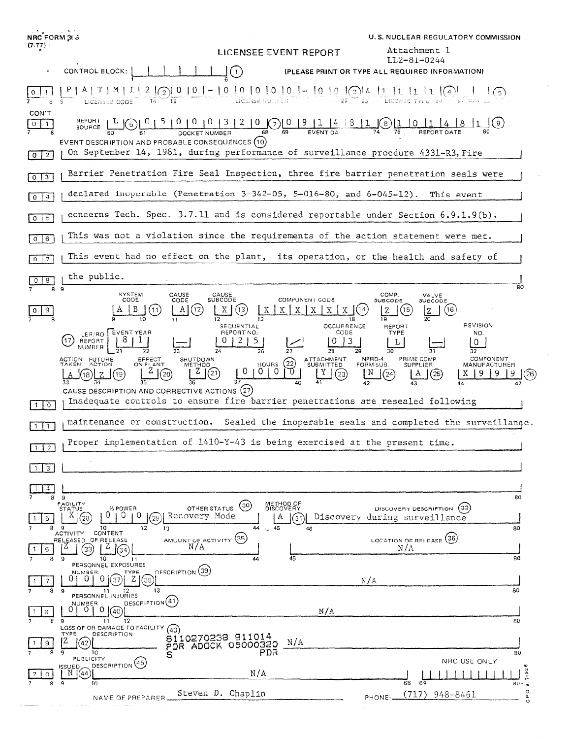NRC FORM 366 (7-77)

U. S. NUCLEAR REGULATORY COMMISSION

# LICENSEE EVENT REPORT

Attachment 1
LL2-81-0244

CONTROL BLOCK: (1) (PLEASE PRINT OR TYPE ALL REQUIRED INFORMATION)

01 | LICENSEE CODE: P A T M I 2 (2) | LICENSE NUMBER: 0 0 - 0 0 0 0 0 - 0 0 (3) | LICENSE TYPE: 4 1 1 1 1 (4) | (5)

CON'T 01 | REPORT SOURCE: L (6) | DOCKET NUMBER: 0 5 0 0 0 3 2 0 (7) | EVENT DATE: 0 9 1 4 8 1 (8) | REPORT DATE: 1 0 1 4 8 1 (9)

**EVENT DESCRIPTION AND PROBABLE CONSEQUENCES (10)**

On September 14, 1981, during performance of surveillance procdure 4331-R3, Fire Barrier Penetration Fire Seal Inspection, three fire barrier penetration seals were declared inoperable (Penetration 3-342-05, 5-016-80, and 6-045-12). This event concerns Tech. Spec. 3.7.11 and is considered reportable under Section 6.9.1.9(b). This was not a violation since the requirements of the action statement were met. This event had no effect on the plant, its operation, or the health and safety of the public.

| SYSTEM CODE | CAUSE CODE | CAUSE SUBCODE | COMPONENT CODE | COMP. SUBCODE | VALVE SUBCODE |
|---|---|---|---|---|---|
| A B (11) | A (12) | X (13) | X X X X X X (14) | Z (15) | Z (16) |

| (17) LER/RO REPORT NUMBER | EVENT YEAR | | SEQUENTIAL REPORT NO. | | OCCURRENCE CODE | REPORT TYPE | | REVISION NO. |
|---|---|---|---|---|---|---|---|---|
| | 8 1 | — | 0 2 5 | / | 0 3 | L | — | 0 |

| ACTION TAKEN | FUTURE ACTION | EFFECT ON PLANT | SHUTDOWN METHOD | HOURS (22) | ATTACHMENT SUBMITTED | NPRD-4 FORM SUB. | PRIME COMP. SUPPLIER | COMPONENT MANUFACTURER |
|---|---|---|---|---|---|---|---|---|
| A (18) | Z (19) | Z (20) | Z (21) | 0 0 0 0 | Y (23) | N (24) | A (25) | X 9 9 9 (26) |

**CAUSE DESCRIPTION AND CORRECTIVE ACTIONS (27)**

Inadequate controls to ensure fire barrier penetrations are resealed following maintenance or construction. Sealed the inoperable seals and completed the surveillance. Proper implementation of 1410-Y-43 is being exercised at the present time.

| FACILITY STATUS | % POWER | OTHER STATUS (30) | METHOD OF DISCOVERY | DISCOVERY DESCRIPTION (32) |
|---|---|---|---|---|
| X (28) | 0 0 0 (29) | Recovery Mode | A (31) | Discovery during surveillance |

| ACTIVITY RELEASED | CONTENT OF RELEASE | AMOUNT OF ACTIVITY (35) | LOCATION OF RELEASE (36) |
|---|---|---|---|
| Z (33) | Z (34) | N/A | N/A |

| PERSONNEL EXPOSURES NUMBER | TYPE | DESCRIPTION (39) |
|---|---|---|
| 0 0 0 (37) | Z (38) | N/A |

| PERSONNEL INJURIES NUMBER | DESCRIPTION (41) |
|---|---|
| 0 0 0 (40) | N/A |

| LOSS OF OR DAMAGE TO FACILITY (43) TYPE | DESCRIPTION |
|---|---|
| Z (42) | N/A |

8110270238 811014
PDR ADOCK 05000320
S PDR

| PUBLICITY ISSUED | DESCRIPTION (45) | NRC USE ONLY |
|---|---|---|
| N (44) | N/A | |

NAME OF PREPARER: Steven D. Chaplin PHONE: (717) 948-8461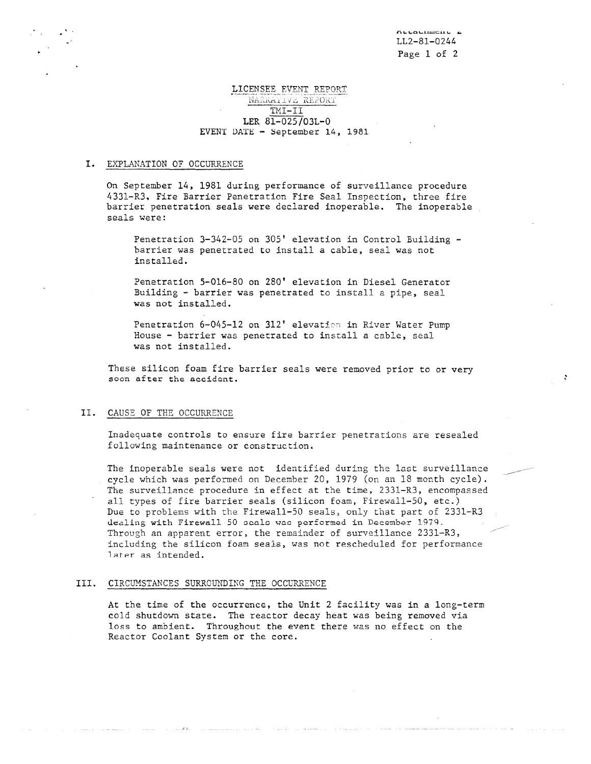Attachment 2
LL2-81-0244

# LICENSEE EVENT REPORT

## NARRATIVE REPORT

## TMI-II

## LER 81-025/03L-0

## EVENT DATE - September 14, 1981

### I. EXPLANATION OF OCCURRENCE

On September 14, 1981 during performance of surveillance procedure 4331-R3, Fire Barrier Penetration Fire Seal Inspection, three fire barrier penetration seals were declared inoperable. The inoperable seals were:

> Penetration 3-342-05 on 305' elevation in Control Building - barrier was penetrated to install a cable, seal was not installed.
>
> Penetration 5-016-80 on 280' elevation in Diesel Generator Building - barrier was penetrated to install a pipe, seal was not installed.
>
> Penetration 6-045-12 on 312' elevation in River Water Pump House - barrier was penetrated to install a cable, seal was not installed.

These silicon foam fire barrier seals were removed prior to or very soon after the accident.

### II. CAUSE OF THE OCCURRENCE

Inadequate controls to ensure fire barrier penetrations are resealed following maintenance or construction.

The inoperable seals were not identified during the last surveillance cycle which was performed on December 20, 1979 (on an 18 month cycle). The surveillance procedure in effect at the time, 2331-R3, encompassed all types of fire barrier seals (silicon foam, Firewall-50, etc.) Due to problems with the Firewall-50 seals, only that part of 2331-R3 dealing with Firewall 50 seals was performed in December 1979. Through an apparent error, the remainder of surveillance 2331-R3, including the silicon foam seals, was not rescheduled for performance later as intended.

### III. CIRCUMSTANCES SURROUNDING THE OCCURRENCE

At the time of the occurrence, the Unit 2 facility was in a long-term cold shutdown state. The reactor decay heat was being removed via loss to ambient. Throughout the event there was no effect on the Reactor Coolant System or the core.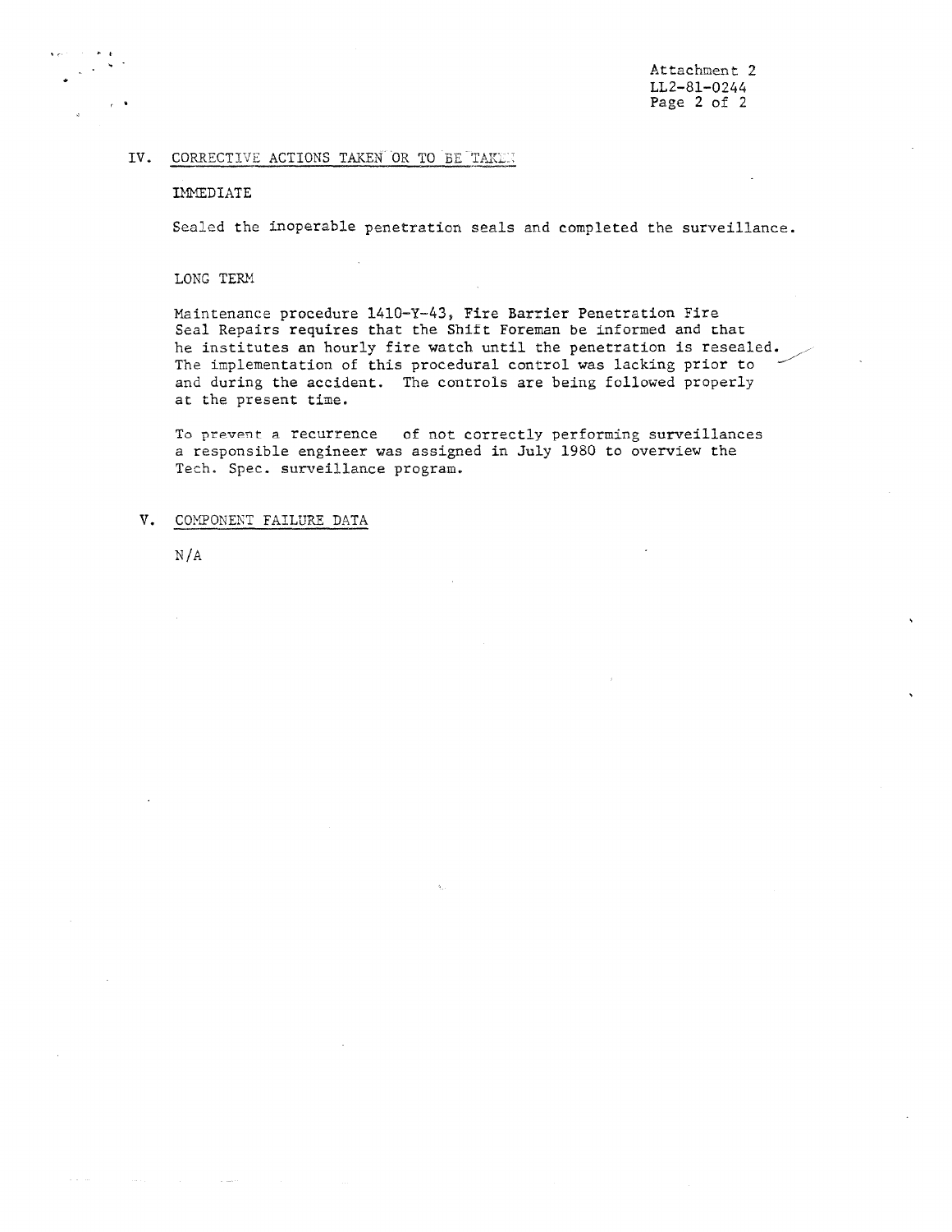Attachment 2
LL2-81-0244

## IV. CORRECTIVE ACTIONS TAKEN OR TO BE TAKEN

### IMMEDIATE

Sealed the inoperable penetration seals and completed the surveillance.

### LONG TERM

Maintenance procedure 1410-Y-43, Fire Barrier Penetration Fire Seal Repairs requires that the Shift Foreman be informed and that he institutes an hourly fire watch until the penetration is resealed. The implementation of this procedural control was lacking prior to and during the accident. The controls are being followed properly at the present time.

To prevent a recurrence of not correctly performing surveillances a responsible engineer was assigned in July 1980 to overview the Tech. Spec. surveillance program.

## V. COMPONENT FAILURE DATA

N/A